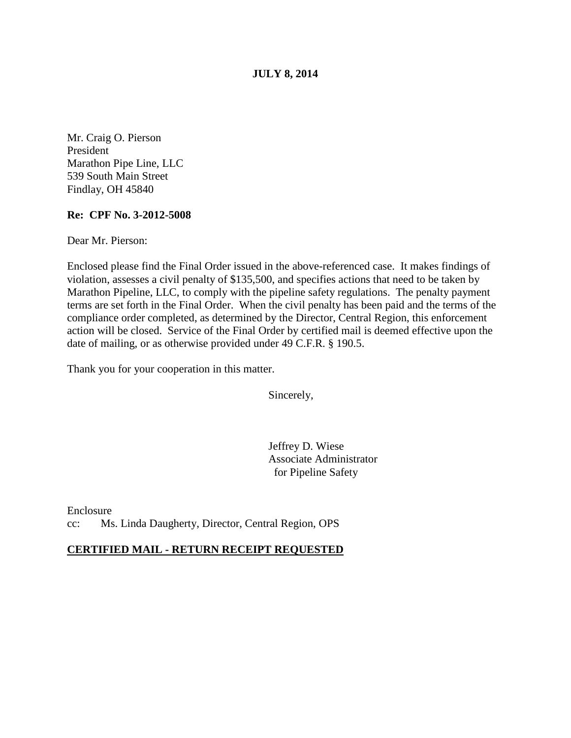**JULY 8, 2014**

Mr. Craig O. Pierson
President
Marathon Pipe Line, LLC
539 South Main Street
Findlay, OH 45840

**Re: CPF No. 3-2012-5008**

Dear Mr. Pierson:

Enclosed please find the Final Order issued in the above-referenced case. It makes findings of violation, assesses a civil penalty of $135,500, and specifies actions that need to be taken by Marathon Pipeline, LLC, to comply with the pipeline safety regulations. The penalty payment terms are set forth in the Final Order. When the civil penalty has been paid and the terms of the compliance order completed, as determined by the Director, Central Region, this enforcement action will be closed. Service of the Final Order by certified mail is deemed effective upon the date of mailing, or as otherwise provided under 49 C.F.R. § 190.5.

Thank you for your cooperation in this matter.

Sincerely,

Jeffrey D. Wiese
Associate Administrator
for Pipeline Safety

Enclosure
cc: Ms. Linda Daugherty, Director, Central Region, OPS

**CERTIFIED MAIL - RETURN RECEIPT REQUESTED**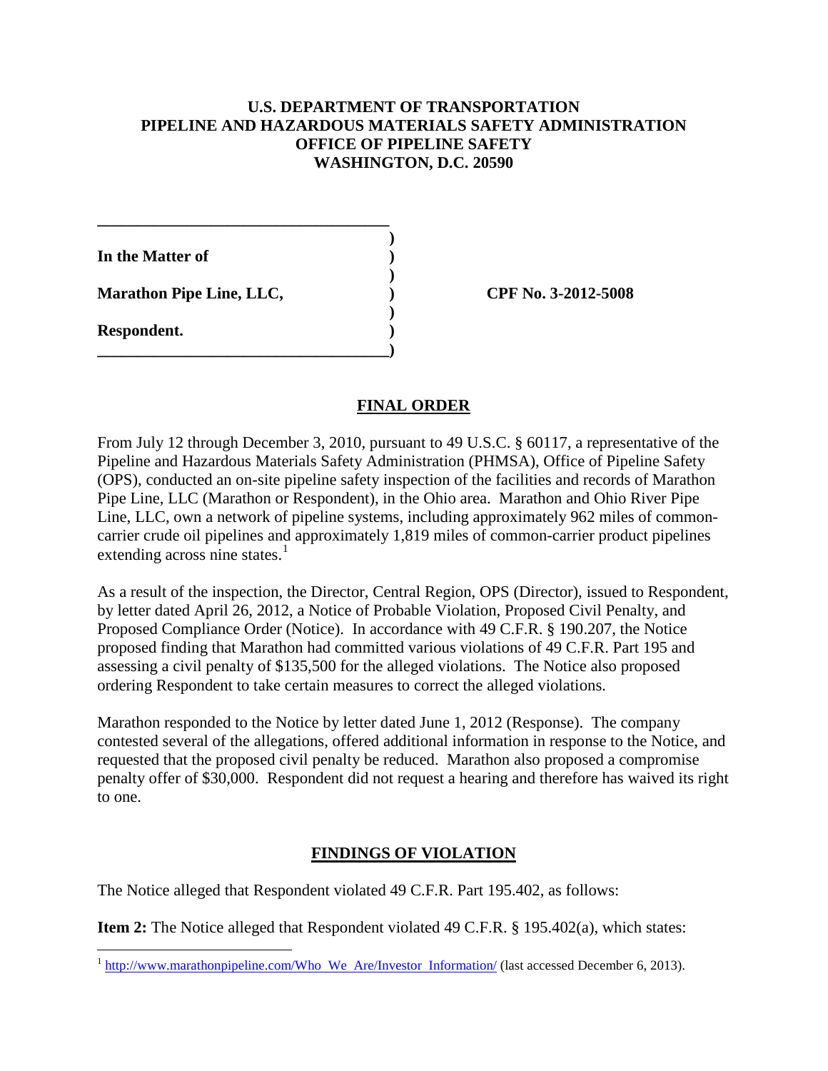**U.S. DEPARTMENT OF TRANSPORTATION**
**PIPELINE AND HAZARDOUS MATERIALS SAFETY ADMINISTRATION**
**OFFICE OF PIPELINE SAFETY**
**WASHINGTON, D.C. 20590**

| | | |
|---|---|---|
| **In the Matter of** | ) | |
| **Marathon Pipe Line, LLC,** | ) | **CPF No. 3-2012-5008** |
| **Respondent.** | ) | |

## FINAL ORDER

From July 12 through December 3, 2010, pursuant to 49 U.S.C. § 60117, a representative of the Pipeline and Hazardous Materials Safety Administration (PHMSA), Office of Pipeline Safety (OPS), conducted an on-site pipeline safety inspection of the facilities and records of Marathon Pipe Line, LLC (Marathon or Respondent), in the Ohio area. Marathon and Ohio River Pipe Line, LLC, own a network of pipeline systems, including approximately 962 miles of common-carrier crude oil pipelines and approximately 1,819 miles of common-carrier product pipelines extending across nine states.[1]

As a result of the inspection, the Director, Central Region, OPS (Director), issued to Respondent, by letter dated April 26, 2012, a Notice of Probable Violation, Proposed Civil Penalty, and Proposed Compliance Order (Notice). In accordance with 49 C.F.R. § 190.207, the Notice proposed finding that Marathon had committed various violations of 49 C.F.R. Part 195 and assessing a civil penalty of $135,500 for the alleged violations. The Notice also proposed ordering Respondent to take certain measures to correct the alleged violations.

Marathon responded to the Notice by letter dated June 1, 2012 (Response). The company contested several of the allegations, offered additional information in response to the Notice, and requested that the proposed civil penalty be reduced. Marathon also proposed a compromise penalty offer of $30,000. Respondent did not request a hearing and therefore has waived its right to one.

## FINDINGS OF VIOLATION

The Notice alleged that Respondent violated 49 C.F.R. Part 195.402, as follows:

**Item 2:** The Notice alleged that Respondent violated 49 C.F.R. § 195.402(a), which states:

[1] http://www.marathonpipeline.com/Who_We_Are/Investor_Information/ (last accessed December 6, 2013).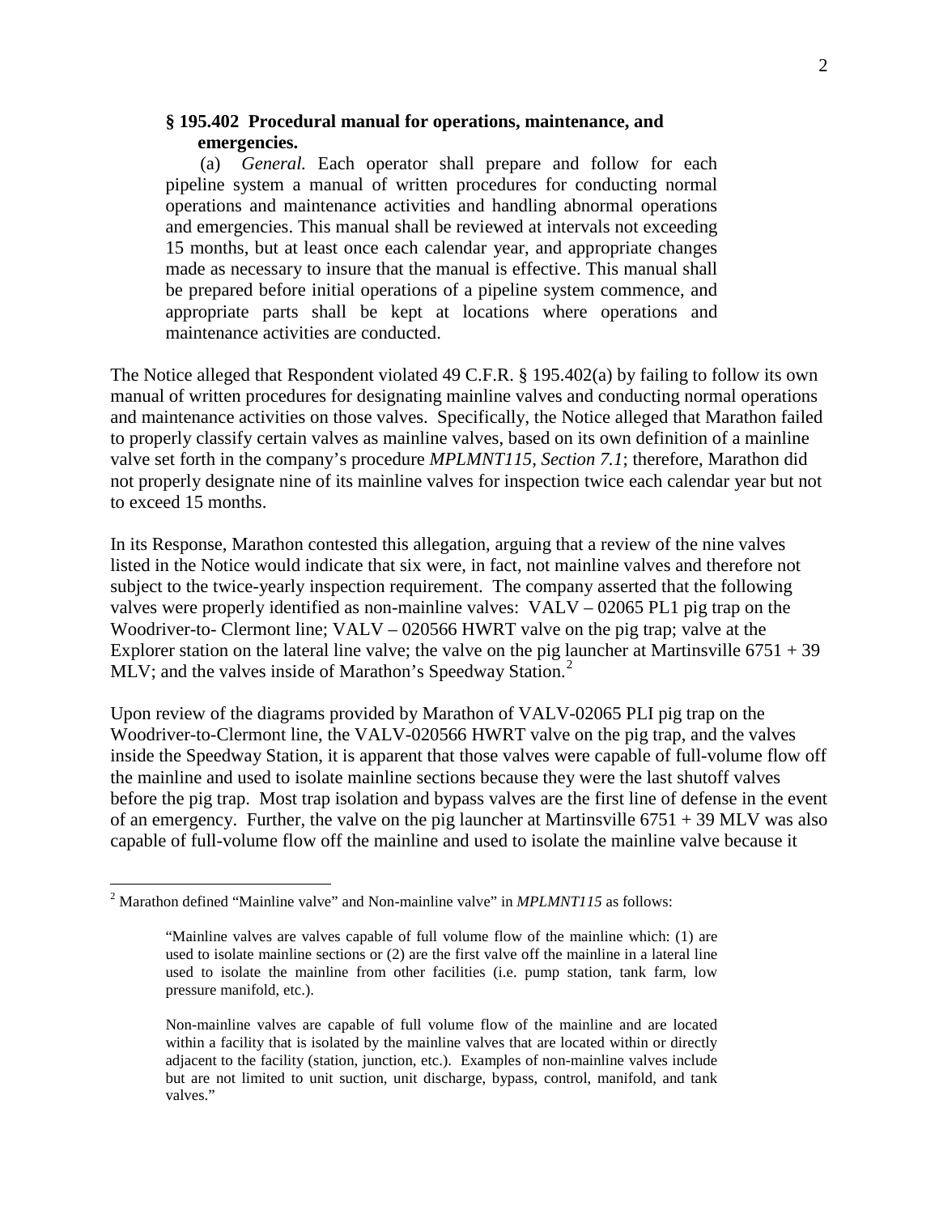**§ 195.402 Procedural manual for operations, maintenance, and emergencies.**

(a) *General.* Each operator shall prepare and follow for each pipeline system a manual of written procedures for conducting normal operations and maintenance activities and handling abnormal operations and emergencies. This manual shall be reviewed at intervals not exceeding 15 months, but at least once each calendar year, and appropriate changes made as necessary to insure that the manual is effective. This manual shall be prepared before initial operations of a pipeline system commence, and appropriate parts shall be kept at locations where operations and maintenance activities are conducted.

The Notice alleged that Respondent violated 49 C.F.R. § 195.402(a) by failing to follow its own manual of written procedures for designating mainline valves and conducting normal operations and maintenance activities on those valves. Specifically, the Notice alleged that Marathon failed to properly classify certain valves as mainline valves, based on its own definition of a mainline valve set forth in the company's procedure *MPLMNT115, Section 7.1*; therefore, Marathon did not properly designate nine of its mainline valves for inspection twice each calendar year but not to exceed 15 months.

In its Response, Marathon contested this allegation, arguing that a review of the nine valves listed in the Notice would indicate that six were, in fact, not mainline valves and therefore not subject to the twice-yearly inspection requirement. The company asserted that the following valves were properly identified as non-mainline valves: VALV – 02065 PL1 pig trap on the Woodriver-to- Clermont line; VALV – 020566 HWRT valve on the pig trap; valve at the Explorer station on the lateral line valve; the valve on the pig launcher at Martinsville 6751 + 39 MLV; and the valves inside of Marathon's Speedway Station.[2]

Upon review of the diagrams provided by Marathon of VALV-02065 PLI pig trap on the Woodriver-to-Clermont line, the VALV-020566 HWRT valve on the pig trap, and the valves inside the Speedway Station, it is apparent that those valves were capable of full-volume flow off the mainline and used to isolate mainline sections because they were the last shutoff valves before the pig trap. Most trap isolation and bypass valves are the first line of defense in the event of an emergency. Further, the valve on the pig launcher at Martinsville 6751 + 39 MLV was also capable of full-volume flow off the mainline and used to isolate the mainline valve because it

---

[2] Marathon defined "Mainline valve" and Non-mainline valve" in *MPLMNT115* as follows:

> "Mainline valves are valves capable of full volume flow of the mainline which: (1) are used to isolate mainline sections or (2) are the first valve off the mainline in a lateral line used to isolate the mainline from other facilities (i.e. pump station, tank farm, low pressure manifold, etc.).
>
> Non-mainline valves are capable of full volume flow of the mainline and are located within a facility that is isolated by the mainline valves that are located within or directly adjacent to the facility (station, junction, etc.). Examples of non-mainline valves include but are not limited to unit suction, unit discharge, bypass, control, manifold, and tank valves."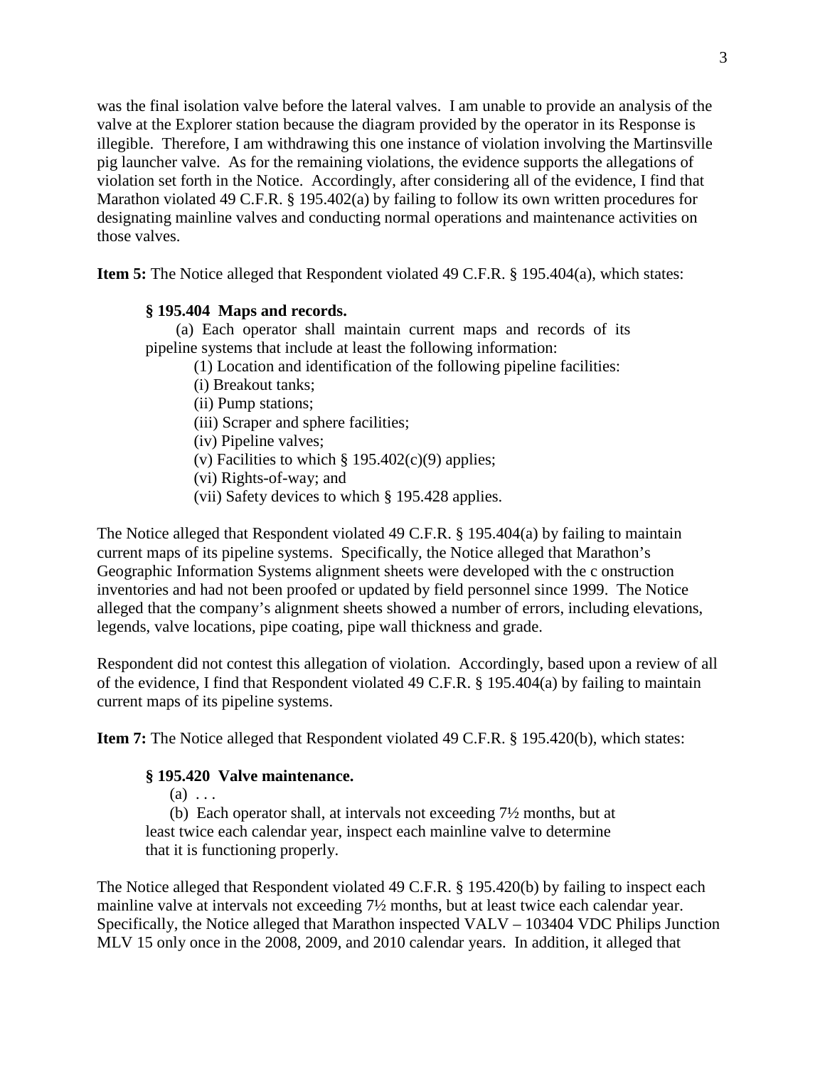was the final isolation valve before the lateral valves. I am unable to provide an analysis of the valve at the Explorer station because the diagram provided by the operator in its Response is illegible. Therefore, I am withdrawing this one instance of violation involving the Martinsville pig launcher valve. As for the remaining violations, the evidence supports the allegations of violation set forth in the Notice. Accordingly, after considering all of the evidence, I find that Marathon violated 49 C.F.R. § 195.402(a) by failing to follow its own written procedures for designating mainline valves and conducting normal operations and maintenance activities on those valves.

**Item 5:** The Notice alleged that Respondent violated 49 C.F.R. § 195.404(a), which states:

> **§ 195.404 Maps and records.**
>
> (a) Each operator shall maintain current maps and records of its pipeline systems that include at least the following information:
>
> (1) Location and identification of the following pipeline facilities:
>
> (i) Breakout tanks;
>
> (ii) Pump stations;
>
> (iii) Scraper and sphere facilities;
>
> (iv) Pipeline valves;
>
> (v) Facilities to which § 195.402(c)(9) applies;
>
> (vi) Rights-of-way; and
>
> (vii) Safety devices to which § 195.428 applies.

The Notice alleged that Respondent violated 49 C.F.R. § 195.404(a) by failing to maintain current maps of its pipeline systems. Specifically, the Notice alleged that Marathon's Geographic Information Systems alignment sheets were developed with the c onstruction inventories and had not been proofed or updated by field personnel since 1999. The Notice alleged that the company's alignment sheets showed a number of errors, including elevations, legends, valve locations, pipe coating, pipe wall thickness and grade.

Respondent did not contest this allegation of violation. Accordingly, based upon a review of all of the evidence, I find that Respondent violated 49 C.F.R. § 195.404(a) by failing to maintain current maps of its pipeline systems.

**Item 7:** The Notice alleged that Respondent violated 49 C.F.R. § 195.420(b), which states:

> **§ 195.420 Valve maintenance.**
>
> (a) . . .
>
> (b) Each operator shall, at intervals not exceeding 7½ months, but at least twice each calendar year, inspect each mainline valve to determine that it is functioning properly.

The Notice alleged that Respondent violated 49 C.F.R. § 195.420(b) by failing to inspect each mainline valve at intervals not exceeding 7½ months, but at least twice each calendar year. Specifically, the Notice alleged that Marathon inspected VALV – 103404 VDC Philips Junction MLV 15 only once in the 2008, 2009, and 2010 calendar years. In addition, it alleged that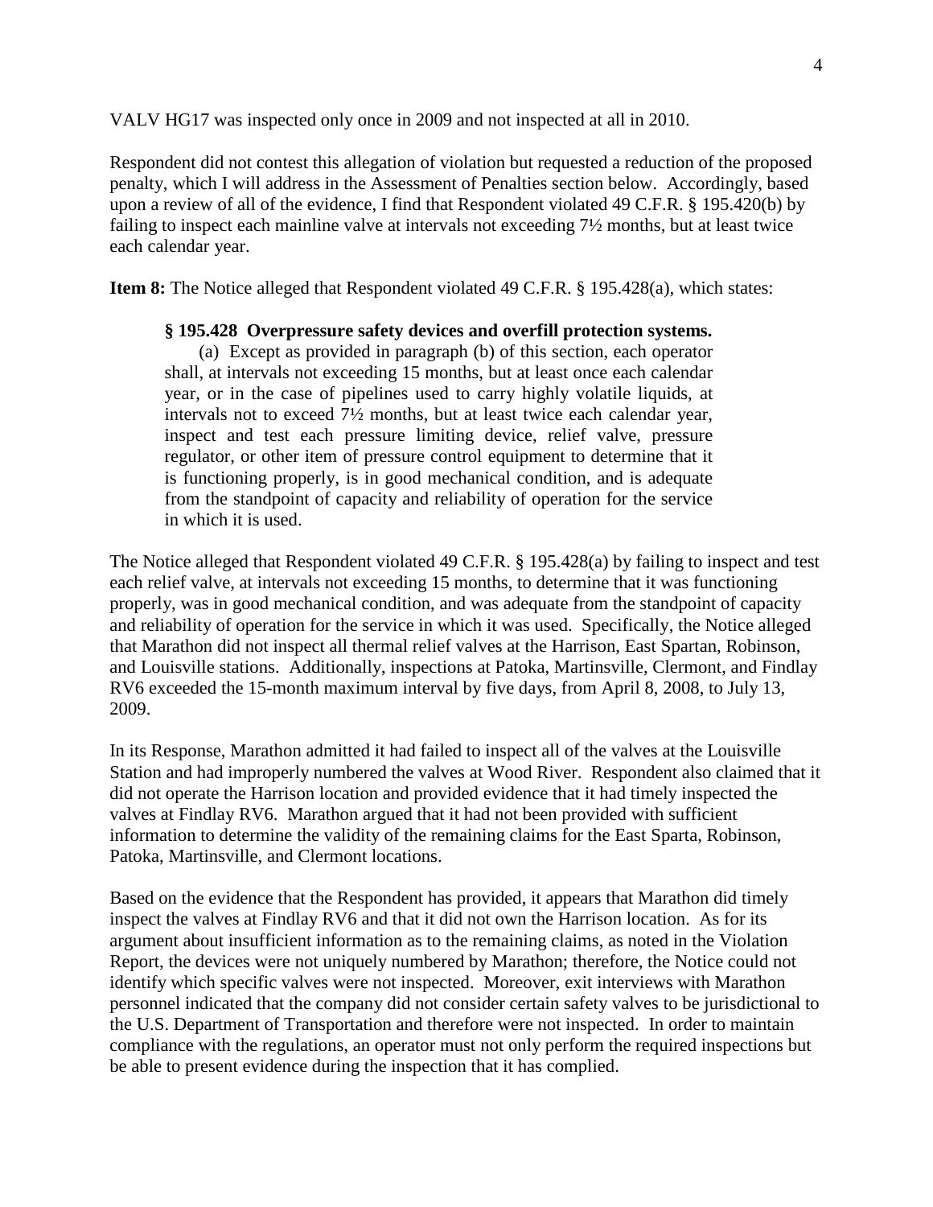VALV HG17 was inspected only once in 2009 and not inspected at all in 2010.

Respondent did not contest this allegation of violation but requested a reduction of the proposed penalty, which I will address in the Assessment of Penalties section below. Accordingly, based upon a review of all of the evidence, I find that Respondent violated 49 C.F.R. § 195.420(b) by failing to inspect each mainline valve at intervals not exceeding 7½ months, but at least twice each calendar year.

**Item 8:** The Notice alleged that Respondent violated 49 C.F.R. § 195.428(a), which states:

> **§ 195.428 Overpressure safety devices and overfill protection systems.**
>
> (a) Except as provided in paragraph (b) of this section, each operator shall, at intervals not exceeding 15 months, but at least once each calendar year, or in the case of pipelines used to carry highly volatile liquids, at intervals not to exceed 7½ months, but at least twice each calendar year, inspect and test each pressure limiting device, relief valve, pressure regulator, or other item of pressure control equipment to determine that it is functioning properly, is in good mechanical condition, and is adequate from the standpoint of capacity and reliability of operation for the service in which it is used.

The Notice alleged that Respondent violated 49 C.F.R. § 195.428(a) by failing to inspect and test each relief valve, at intervals not exceeding 15 months, to determine that it was functioning properly, was in good mechanical condition, and was adequate from the standpoint of capacity and reliability of operation for the service in which it was used. Specifically, the Notice alleged that Marathon did not inspect all thermal relief valves at the Harrison, East Spartan, Robinson, and Louisville stations. Additionally, inspections at Patoka, Martinsville, Clermont, and Findlay RV6 exceeded the 15-month maximum interval by five days, from April 8, 2008, to July 13, 2009.

In its Response, Marathon admitted it had failed to inspect all of the valves at the Louisville Station and had improperly numbered the valves at Wood River. Respondent also claimed that it did not operate the Harrison location and provided evidence that it had timely inspected the valves at Findlay RV6. Marathon argued that it had not been provided with sufficient information to determine the validity of the remaining claims for the East Sparta, Robinson, Patoka, Martinsville, and Clermont locations.

Based on the evidence that the Respondent has provided, it appears that Marathon did timely inspect the valves at Findlay RV6 and that it did not own the Harrison location. As for its argument about insufficient information as to the remaining claims, as noted in the Violation Report, the devices were not uniquely numbered by Marathon; therefore, the Notice could not identify which specific valves were not inspected. Moreover, exit interviews with Marathon personnel indicated that the company did not consider certain safety valves to be jurisdictional to the U.S. Department of Transportation and therefore were not inspected. In order to maintain compliance with the regulations, an operator must not only perform the required inspections but be able to present evidence during the inspection that it has complied.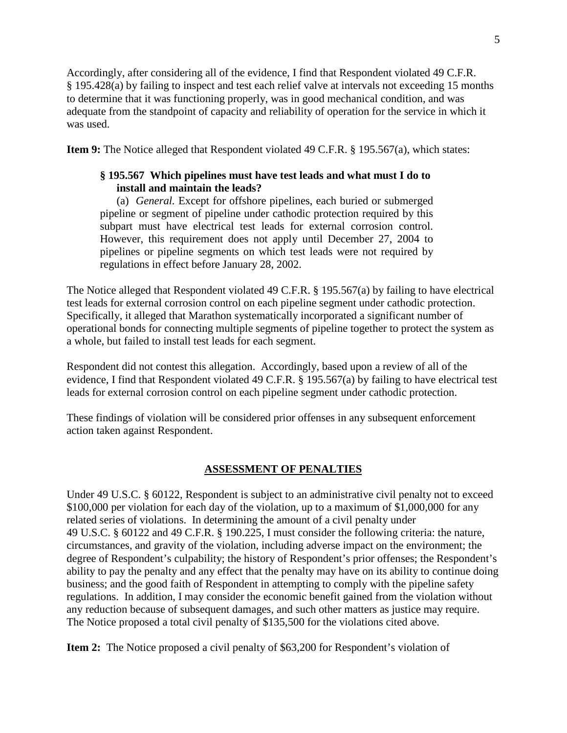Accordingly, after considering all of the evidence, I find that Respondent violated 49 C.F.R. § 195.428(a) by failing to inspect and test each relief valve at intervals not exceeding 15 months to determine that it was functioning properly, was in good mechanical condition, and was adequate from the standpoint of capacity and reliability of operation for the service in which it was used.

**Item 9:** The Notice alleged that Respondent violated 49 C.F.R. § 195.567(a), which states:

> **§ 195.567 Which pipelines must have test leads and what must I do to install and maintain the leads?**
>
> (a) *General.* Except for offshore pipelines, each buried or submerged pipeline or segment of pipeline under cathodic protection required by this subpart must have electrical test leads for external corrosion control. However, this requirement does not apply until December 27, 2004 to pipelines or pipeline segments on which test leads were not required by regulations in effect before January 28, 2002.

The Notice alleged that Respondent violated 49 C.F.R. § 195.567(a) by failing to have electrical test leads for external corrosion control on each pipeline segment under cathodic protection. Specifically, it alleged that Marathon systematically incorporated a significant number of operational bonds for connecting multiple segments of pipeline together to protect the system as a whole, but failed to install test leads for each segment.

Respondent did not contest this allegation. Accordingly, based upon a review of all of the evidence, I find that Respondent violated 49 C.F.R. § 195.567(a) by failing to have electrical test leads for external corrosion control on each pipeline segment under cathodic protection.

These findings of violation will be considered prior offenses in any subsequent enforcement action taken against Respondent.

## ASSESSMENT OF PENALTIES

Under 49 U.S.C. § 60122, Respondent is subject to an administrative civil penalty not to exceed $100,000 per violation for each day of the violation, up to a maximum of $1,000,000 for any related series of violations. In determining the amount of a civil penalty under 49 U.S.C. § 60122 and 49 C.F.R. § 190.225, I must consider the following criteria: the nature, circumstances, and gravity of the violation, including adverse impact on the environment; the degree of Respondent's culpability; the history of Respondent's prior offenses; the Respondent's ability to pay the penalty and any effect that the penalty may have on its ability to continue doing business; and the good faith of Respondent in attempting to comply with the pipeline safety regulations. In addition, I may consider the economic benefit gained from the violation without any reduction because of subsequent damages, and such other matters as justice may require. The Notice proposed a total civil penalty of $135,500 for the violations cited above.

**Item 2:** The Notice proposed a civil penalty of $63,200 for Respondent's violation of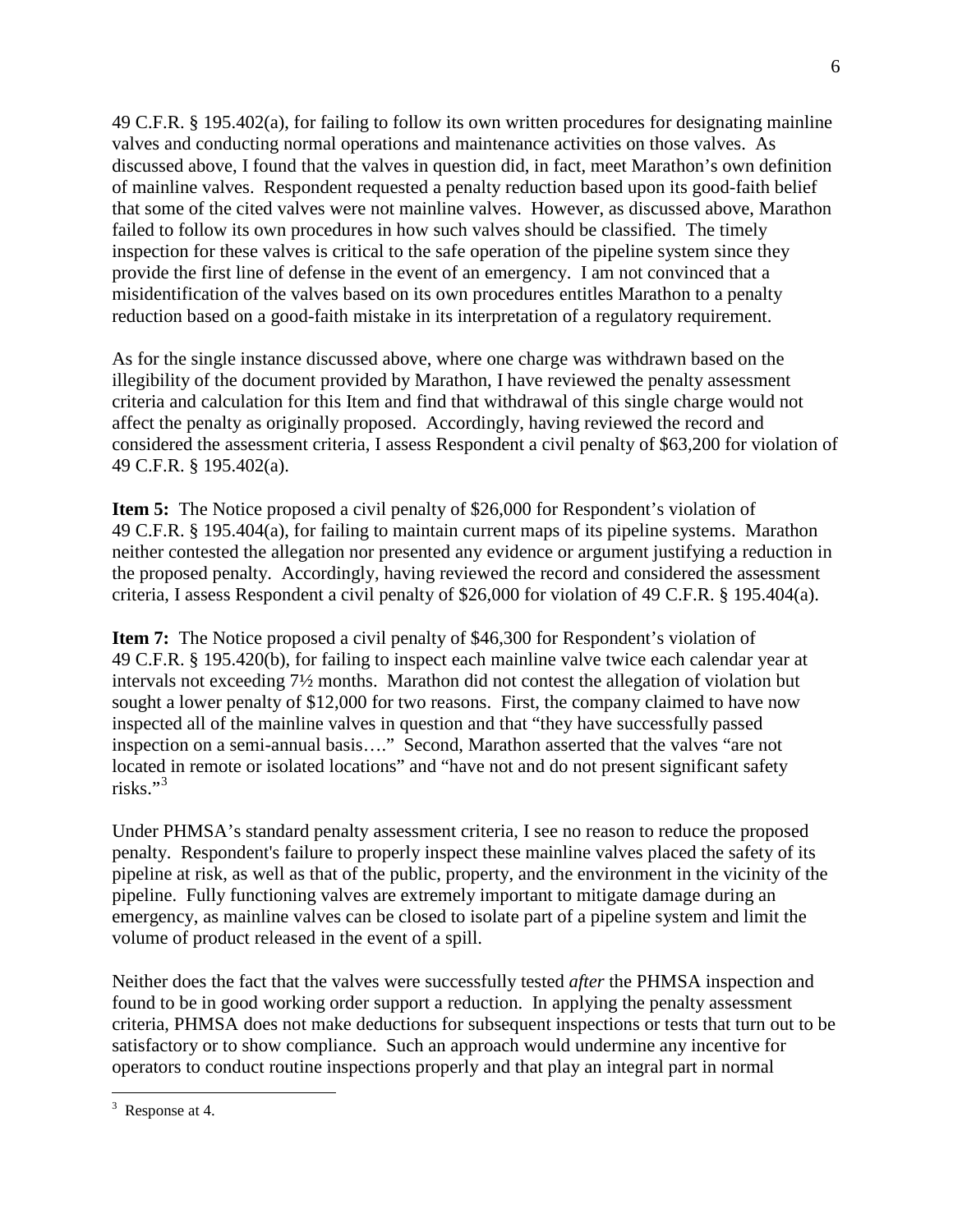49 C.F.R. § 195.402(a), for failing to follow its own written procedures for designating mainline valves and conducting normal operations and maintenance activities on those valves. As discussed above, I found that the valves in question did, in fact, meet Marathon's own definition of mainline valves. Respondent requested a penalty reduction based upon its good-faith belief that some of the cited valves were not mainline valves. However, as discussed above, Marathon failed to follow its own procedures in how such valves should be classified. The timely inspection for these valves is critical to the safe operation of the pipeline system since they provide the first line of defense in the event of an emergency. I am not convinced that a misidentification of the valves based on its own procedures entitles Marathon to a penalty reduction based on a good-faith mistake in its interpretation of a regulatory requirement.

As for the single instance discussed above, where one charge was withdrawn based on the illegibility of the document provided by Marathon, I have reviewed the penalty assessment criteria and calculation for this Item and find that withdrawal of this single charge would not affect the penalty as originally proposed. Accordingly, having reviewed the record and considered the assessment criteria, I assess Respondent a civil penalty of $63,200 for violation of 49 C.F.R. § 195.402(a).

**Item 5:** The Notice proposed a civil penalty of $26,000 for Respondent's violation of 49 C.F.R. § 195.404(a), for failing to maintain current maps of its pipeline systems. Marathon neither contested the allegation nor presented any evidence or argument justifying a reduction in the proposed penalty. Accordingly, having reviewed the record and considered the assessment criteria, I assess Respondent a civil penalty of $26,000 for violation of 49 C.F.R. § 195.404(a).

**Item 7:** The Notice proposed a civil penalty of $46,300 for Respondent's violation of 49 C.F.R. § 195.420(b), for failing to inspect each mainline valve twice each calendar year at intervals not exceeding 7½ months. Marathon did not contest the allegation of violation but sought a lower penalty of $12,000 for two reasons. First, the company claimed to have now inspected all of the mainline valves in question and that "they have successfully passed inspection on a semi-annual basis…." Second, Marathon asserted that the valves "are not located in remote or isolated locations" and "have not and do not present significant safety risks."[3]

Under PHMSA's standard penalty assessment criteria, I see no reason to reduce the proposed penalty. Respondent's failure to properly inspect these mainline valves placed the safety of its pipeline at risk, as well as that of the public, property, and the environment in the vicinity of the pipeline. Fully functioning valves are extremely important to mitigate damage during an emergency, as mainline valves can be closed to isolate part of a pipeline system and limit the volume of product released in the event of a spill.

Neither does the fact that the valves were successfully tested *after* the PHMSA inspection and found to be in good working order support a reduction. In applying the penalty assessment criteria, PHMSA does not make deductions for subsequent inspections or tests that turn out to be satisfactory or to show compliance. Such an approach would undermine any incentive for operators to conduct routine inspections properly and that play an integral part in normal

[3] Response at 4.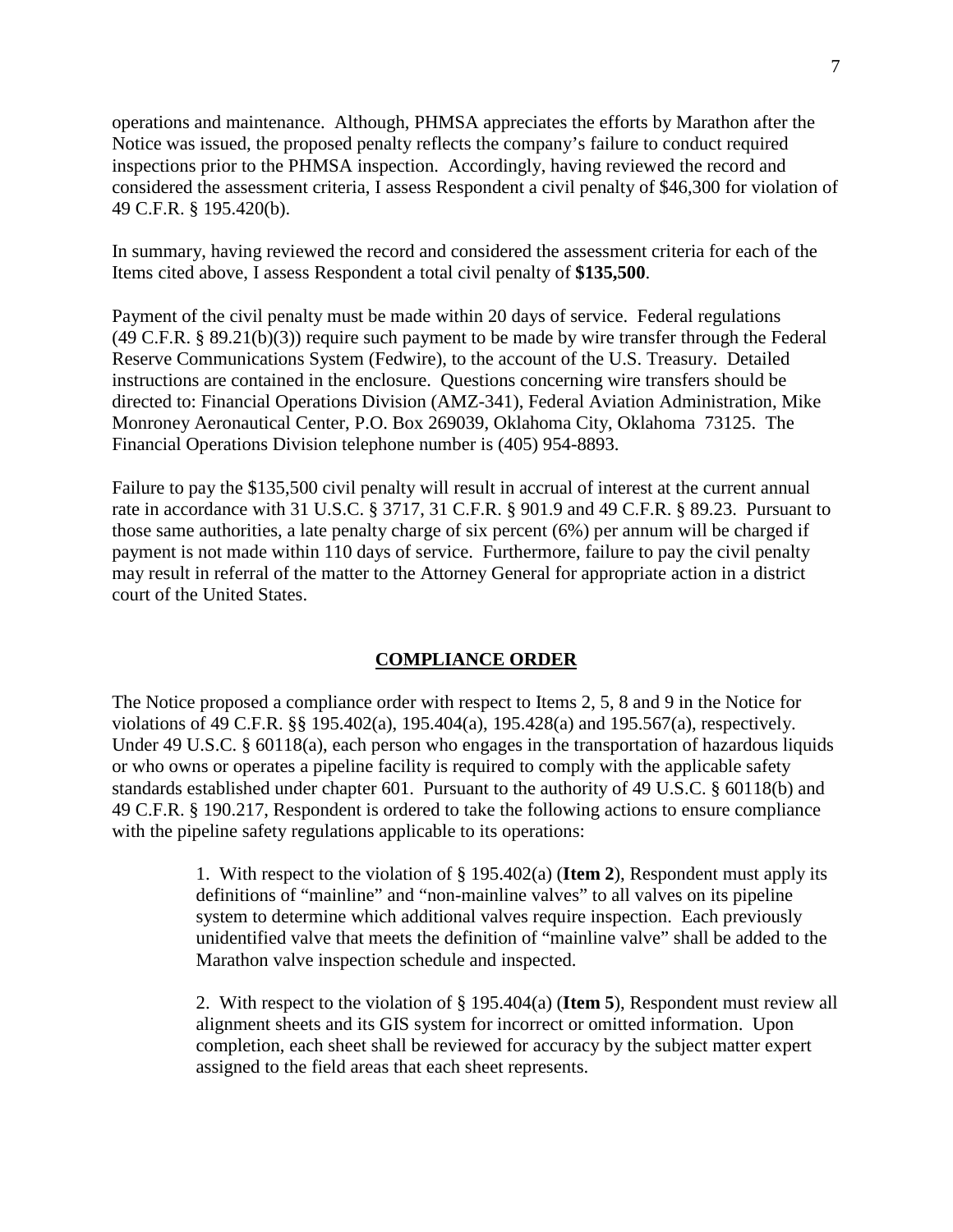operations and maintenance. Although, PHMSA appreciates the efforts by Marathon after the Notice was issued, the proposed penalty reflects the company's failure to conduct required inspections prior to the PHMSA inspection. Accordingly, having reviewed the record and considered the assessment criteria, I assess Respondent a civil penalty of $46,300 for violation of 49 C.F.R. § 195.420(b).

In summary, having reviewed the record and considered the assessment criteria for each of the Items cited above, I assess Respondent a total civil penalty of **$135,500**.

Payment of the civil penalty must be made within 20 days of service. Federal regulations (49 C.F.R. § 89.21(b)(3)) require such payment to be made by wire transfer through the Federal Reserve Communications System (Fedwire), to the account of the U.S. Treasury. Detailed instructions are contained in the enclosure. Questions concerning wire transfers should be directed to: Financial Operations Division (AMZ-341), Federal Aviation Administration, Mike Monroney Aeronautical Center, P.O. Box 269039, Oklahoma City, Oklahoma 73125. The Financial Operations Division telephone number is (405) 954-8893.

Failure to pay the $135,500 civil penalty will result in accrual of interest at the current annual rate in accordance with 31 U.S.C. § 3717, 31 C.F.R. § 901.9 and 49 C.F.R. § 89.23. Pursuant to those same authorities, a late penalty charge of six percent (6%) per annum will be charged if payment is not made within 110 days of service. Furthermore, failure to pay the civil penalty may result in referral of the matter to the Attorney General for appropriate action in a district court of the United States.

## COMPLIANCE ORDER

The Notice proposed a compliance order with respect to Items 2, 5, 8 and 9 in the Notice for violations of 49 C.F.R. §§ 195.402(a), 195.404(a), 195.428(a) and 195.567(a), respectively. Under 49 U.S.C. § 60118(a), each person who engages in the transportation of hazardous liquids or who owns or operates a pipeline facility is required to comply with the applicable safety standards established under chapter 601. Pursuant to the authority of 49 U.S.C. § 60118(b) and 49 C.F.R. § 190.217, Respondent is ordered to take the following actions to ensure compliance with the pipeline safety regulations applicable to its operations:

1. With respect to the violation of § 195.402(a) (**Item 2**), Respondent must apply its definitions of "mainline" and "non-mainline valves" to all valves on its pipeline system to determine which additional valves require inspection. Each previously unidentified valve that meets the definition of "mainline valve" shall be added to the Marathon valve inspection schedule and inspected.

2. With respect to the violation of § 195.404(a) (**Item 5**), Respondent must review all alignment sheets and its GIS system for incorrect or omitted information. Upon completion, each sheet shall be reviewed for accuracy by the subject matter expert assigned to the field areas that each sheet represents.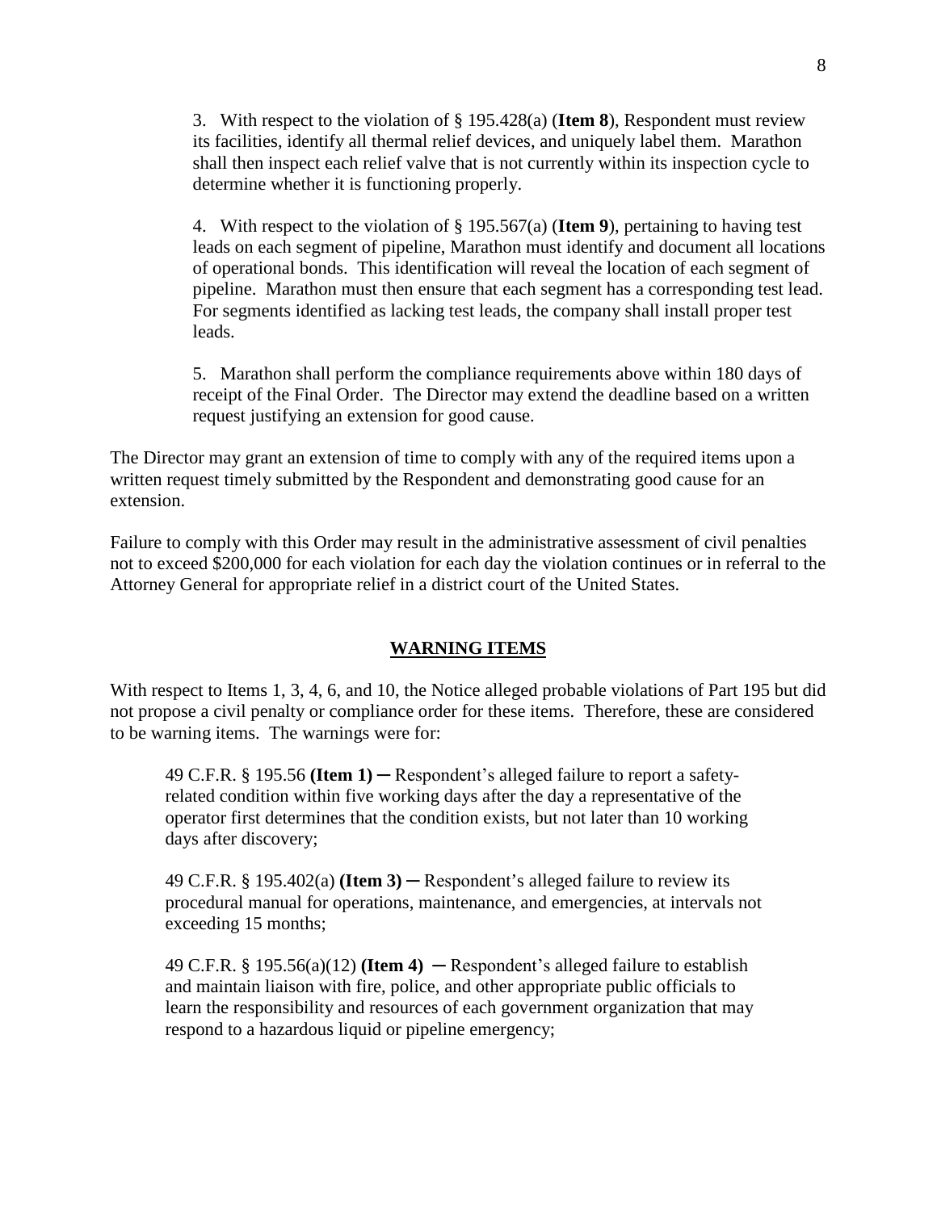3. With respect to the violation of § 195.428(a) (**Item 8**), Respondent must review its facilities, identify all thermal relief devices, and uniquely label them. Marathon shall then inspect each relief valve that is not currently within its inspection cycle to determine whether it is functioning properly.

4. With respect to the violation of § 195.567(a) (**Item 9**), pertaining to having test leads on each segment of pipeline, Marathon must identify and document all locations of operational bonds. This identification will reveal the location of each segment of pipeline. Marathon must then ensure that each segment has a corresponding test lead. For segments identified as lacking test leads, the company shall install proper test leads.

5. Marathon shall perform the compliance requirements above within 180 days of receipt of the Final Order. The Director may extend the deadline based on a written request justifying an extension for good cause.

The Director may grant an extension of time to comply with any of the required items upon a written request timely submitted by the Respondent and demonstrating good cause for an extension.

Failure to comply with this Order may result in the administrative assessment of civil penalties not to exceed $200,000 for each violation for each day the violation continues or in referral to the Attorney General for appropriate relief in a district court of the United States.

## WARNING ITEMS

With respect to Items 1, 3, 4, 6, and 10, the Notice alleged probable violations of Part 195 but did not propose a civil penalty or compliance order for these items. Therefore, these are considered to be warning items. The warnings were for:

49 C.F.R. § 195.56 **(Item 1)** ─ Respondent's alleged failure to report a safety-related condition within five working days after the day a representative of the operator first determines that the condition exists, but not later than 10 working days after discovery;

49 C.F.R. § 195.402(a) **(Item 3)** ─ Respondent's alleged failure to review its procedural manual for operations, maintenance, and emergencies, at intervals not exceeding 15 months;

49 C.F.R. § 195.56(a)(12) **(Item 4)** ─ Respondent's alleged failure to establish and maintain liaison with fire, police, and other appropriate public officials to learn the responsibility and resources of each government organization that may respond to a hazardous liquid or pipeline emergency;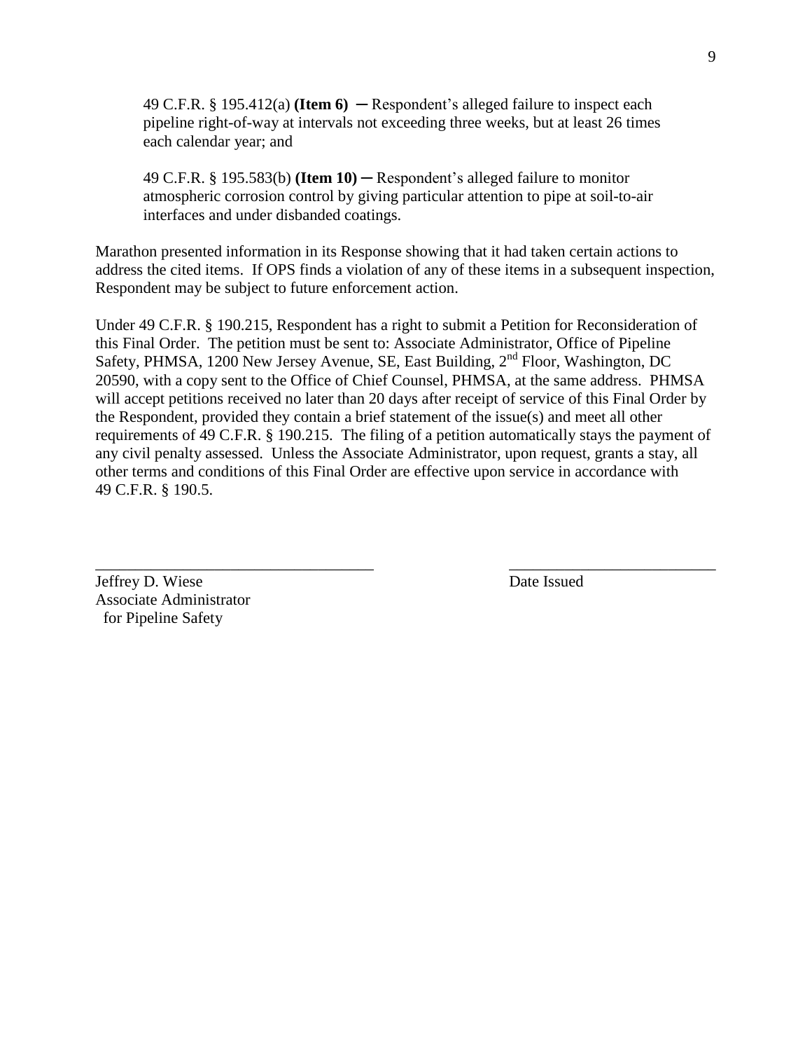49 C.F.R. § 195.412(a) **(Item 6)** ─ Respondent's alleged failure to inspect each pipeline right-of-way at intervals not exceeding three weeks, but at least 26 times each calendar year; and

49 C.F.R. § 195.583(b) **(Item 10)** ─ Respondent's alleged failure to monitor atmospheric corrosion control by giving particular attention to pipe at soil-to-air interfaces and under disbanded coatings.

Marathon presented information in its Response showing that it had taken certain actions to address the cited items. If OPS finds a violation of any of these items in a subsequent inspection, Respondent may be subject to future enforcement action.

Under 49 C.F.R. § 190.215, Respondent has a right to submit a Petition for Reconsideration of this Final Order. The petition must be sent to: Associate Administrator, Office of Pipeline Safety, PHMSA, 1200 New Jersey Avenue, SE, East Building, 2nd Floor, Washington, DC 20590, with a copy sent to the Office of Chief Counsel, PHMSA, at the same address. PHMSA will accept petitions received no later than 20 days after receipt of service of this Final Order by the Respondent, provided they contain a brief statement of the issue(s) and meet all other requirements of 49 C.F.R. § 190.215. The filing of a petition automatically stays the payment of any civil penalty assessed. Unless the Associate Administrator, upon request, grants a stay, all other terms and conditions of this Final Order are effective upon service in accordance with 49 C.F.R. § 190.5.

\_\_\_\_\_\_\_\_\_\_\_\_\_\_\_\_\_\_\_\_\_\_\_\_\_\_\_\_\_\_\_\_\_\_\_\_
Jeffrey D. Wiese
Associate Administrator
for Pipeline Safety

\_\_\_\_\_\_\_\_\_\_\_\_\_\_\_\_\_\_\_\_\_\_\_\_\_\_\_
Date Issued